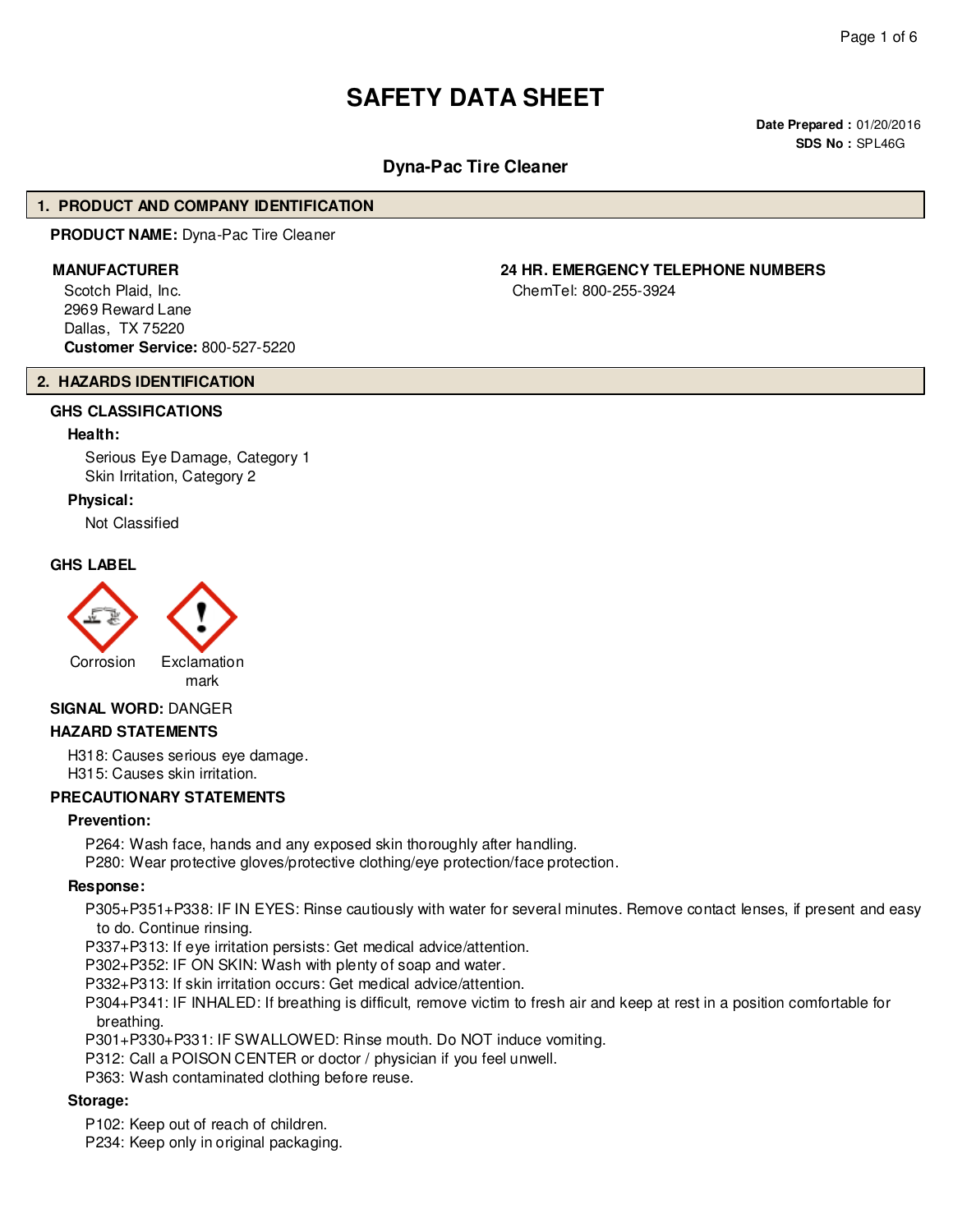# SAFETY DATA SHEET

**Date Prepared :** 01/20/2016
**SDS No :** SPL46G

## Dyna-Pac Tire Cleaner

## 1. PRODUCT AND COMPANY IDENTIFICATION

**PRODUCT NAME:** Dyna-Pac Tire Cleaner

**MANUFACTURER**

Scotch Plaid, Inc.
2969 Reward Lane
Dallas, TX 75220
**Customer Service:** 800-527-5220

**24 HR. EMERGENCY TELEPHONE NUMBERS**

ChemTel: 800-255-3924

## 2. HAZARDS IDENTIFICATION

### GHS CLASSIFICATIONS

**Health:**

Serious Eye Damage, Category 1
Skin Irritation, Category 2

**Physical:**

Not Classified

### GHS LABEL

Corrosion

Exclamation mark

**SIGNAL WORD:** DANGER

### HAZARD STATEMENTS

H318: Causes serious eye damage.
H315: Causes skin irritation.

### PRECAUTIONARY STATEMENTS

**Prevention:**

P264: Wash face, hands and any exposed skin thoroughly after handling.
P280: Wear protective gloves/protective clothing/eye protection/face protection.

**Response:**

P305+P351+P338: IF IN EYES: Rinse cautiously with water for several minutes. Remove contact lenses, if present and easy to do. Continue rinsing.
P337+P313: If eye irritation persists: Get medical advice/attention.
P302+P352: IF ON SKIN: Wash with plenty of soap and water.
P332+P313: If skin irritation occurs: Get medical advice/attention.
P304+P341: IF INHALED: If breathing is difficult, remove victim to fresh air and keep at rest in a position comfortable for breathing.
P301+P330+P331: IF SWALLOWED: Rinse mouth. Do NOT induce vomiting.
P312: Call a POISON CENTER or doctor / physician if you feel unwell.
P363: Wash contaminated clothing before reuse.

**Storage:**

P102: Keep out of reach of children.
P234: Keep only in original packaging.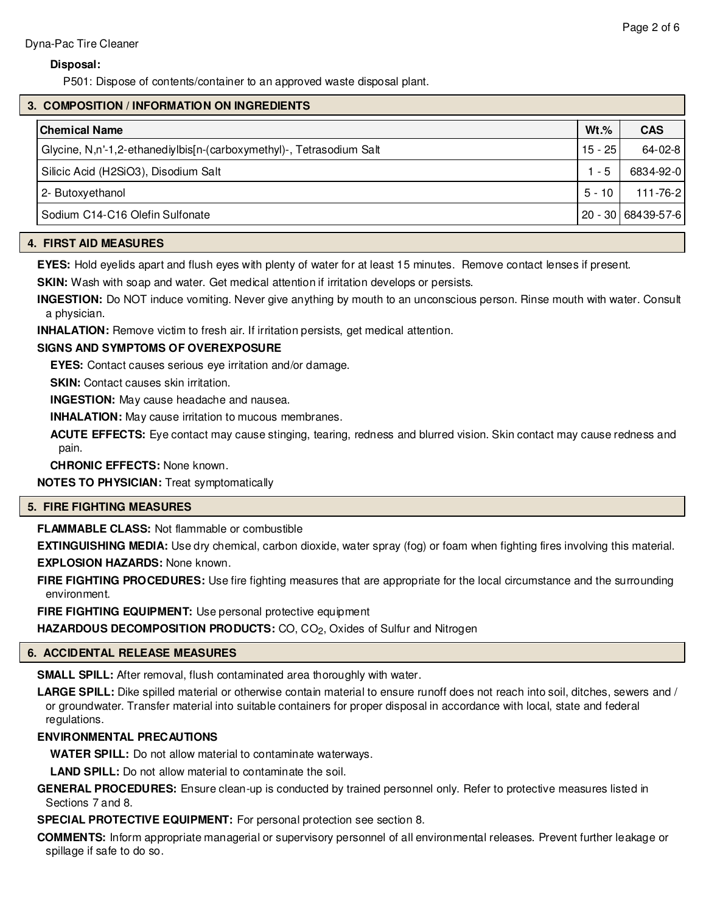**Disposal:**

P501: Dispose of contents/container to an approved waste disposal plant.

## 3. COMPOSITION / INFORMATION ON INGREDIENTS

| Chemical Name | Wt.% | CAS |
|---|---|---|
| Glycine, N,n'-1,2-ethanediylbis[n-(carboxymethyl)-, Tetrasodium Salt | 15 - 25 | 64-02-8 |
| Silicic Acid (H2SiO3), Disodium Salt | 1 - 5 | 6834-92-0 |
| 2- Butoxyethanol | 5 - 10 | 111-76-2 |
| Sodium C14-C16 Olefin Sulfonate | 20 - 30 | 68439-57-6 |

## 4. FIRST AID MEASURES

**EYES:** Hold eyelids apart and flush eyes with plenty of water for at least 15 minutes. Remove contact lenses if present.

**SKIN:** Wash with soap and water. Get medical attention if irritation develops or persists.

**INGESTION:** Do NOT induce vomiting. Never give anything by mouth to an unconscious person. Rinse mouth with water. Consult a physician.

**INHALATION:** Remove victim to fresh air. If irritation persists, get medical attention.

**SIGNS AND SYMPTOMS OF OVEREXPOSURE**

**EYES:** Contact causes serious eye irritation and/or damage.

**SKIN:** Contact causes skin irritation.

**INGESTION:** May cause headache and nausea.

**INHALATION:** May cause irritation to mucous membranes.

**ACUTE EFFECTS:** Eye contact may cause stinging, tearing, redness and blurred vision. Skin contact may cause redness and pain.

**CHRONIC EFFECTS:** None known.

**NOTES TO PHYSICIAN:** Treat symptomatically

## 5. FIRE FIGHTING MEASURES

**FLAMMABLE CLASS:** Not flammable or combustible

**EXTINGUISHING MEDIA:** Use dry chemical, carbon dioxide, water spray (fog) or foam when fighting fires involving this material.

**EXPLOSION HAZARDS:** None known.

**FIRE FIGHTING PROCEDURES:** Use fire fighting measures that are appropriate for the local circumstance and the surrounding environment.

**FIRE FIGHTING EQUIPMENT:** Use personal protective equipment

**HAZARDOUS DECOMPOSITION PRODUCTS:** CO, $CO_2$, Oxides of Sulfur and Nitrogen

## 6. ACCIDENTAL RELEASE MEASURES

**SMALL SPILL:** After removal, flush contaminated area thoroughly with water.

**LARGE SPILL:** Dike spilled material or otherwise contain material to ensure runoff does not reach into soil, ditches, sewers and / or groundwater. Transfer material into suitable containers for proper disposal in accordance with local, state and federal regulations.

**ENVIRONMENTAL PRECAUTIONS**

**WATER SPILL:** Do not allow material to contaminate waterways.

**LAND SPILL:** Do not allow material to contaminate the soil.

**GENERAL PROCEDURES:** Ensure clean-up is conducted by trained personnel only. Refer to protective measures listed in Sections 7 and 8.

**SPECIAL PROTECTIVE EQUIPMENT:** For personal protection see section 8.

**COMMENTS:** Inform appropriate managerial or supervisory personnel of all environmental releases. Prevent further leakage or spillage if safe to do so.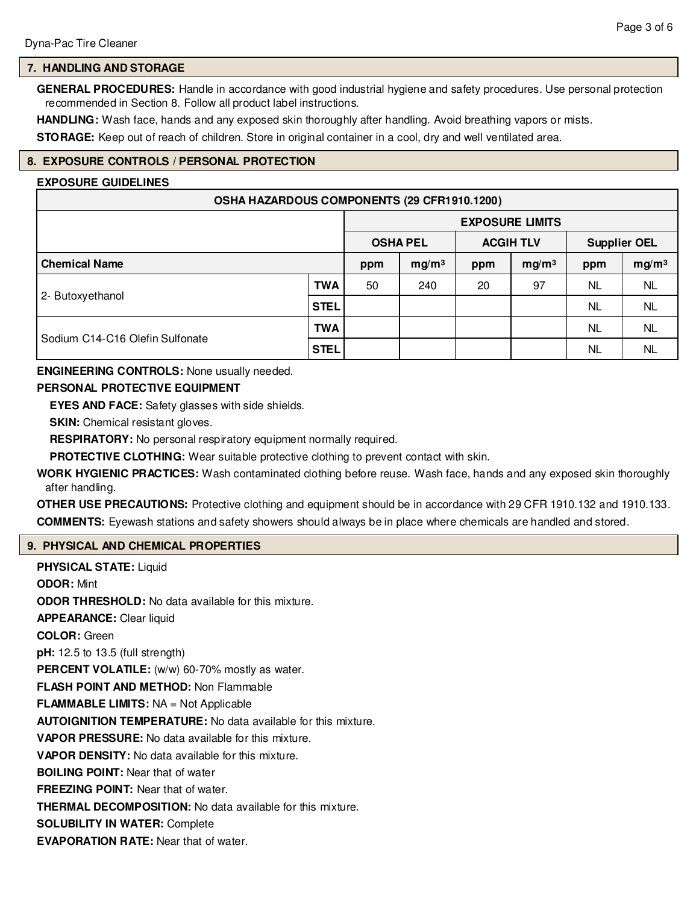## 7. HANDLING AND STORAGE

**GENERAL PROCEDURES:** Handle in accordance with good industrial hygiene and safety procedures. Use personal protection recommended in Section 8. Follow all product label instructions.

**HANDLING:** Wash face, hands and any exposed skin thoroughly after handling. Avoid breathing vapors or mists.

**STORAGE:** Keep out of reach of children. Store in original container in a cool, dry and well ventilated area.

## 8. EXPOSURE CONTROLS / PERSONAL PROTECTION

**EXPOSURE GUIDELINES**

| OSHA HAZARDOUS COMPONENTS (29 CFR1910.1200) | | | | | | | |
|---|---|---|---|---|---|---|---|
| | | EXPOSURE LIMITS | | | | | |
| | | OSHA PEL | | ACGIH TLV | | Supplier OEL | |
| **Chemical Name** | | ppm | $mg/m^3$ | ppm | $mg/m^3$ | ppm | $mg/m^3$ |
| 2- Butoxyethanol | TWA | 50 | 240 | 20 | 97 | NL | NL |
| | STEL | | | | | NL | NL |
| Sodium C14-C16 Olefin Sulfonate | TWA | | | | | NL | NL |
| | STEL | | | | | NL | NL |

**ENGINEERING CONTROLS:** None usually needed.

**PERSONAL PROTECTIVE EQUIPMENT**

**EYES AND FACE:** Safety glasses with side shields.

**SKIN:** Chemical resistant gloves.

**RESPIRATORY:** No personal respiratory equipment normally required.

**PROTECTIVE CLOTHING:** Wear suitable protective clothing to prevent contact with skin.

**WORK HYGIENIC PRACTICES:** Wash contaminated clothing before reuse. Wash face, hands and any exposed skin thoroughly after handling.

**OTHER USE PRECAUTIONS:** Protective clothing and equipment should be in accordance with 29 CFR 1910.132 and 1910.133.

**COMMENTS:** Eyewash stations and safety showers should always be in place where chemicals are handled and stored.

## 9. PHYSICAL AND CHEMICAL PROPERTIES

**PHYSICAL STATE:** Liquid

**ODOR:** Mint

**ODOR THRESHOLD:** No data available for this mixture.

**APPEARANCE:** Clear liquid

**COLOR:** Green

**pH:** 12.5 to 13.5 (full strength)

**PERCENT VOLATILE:** (w/w) 60-70% mostly as water.

**FLASH POINT AND METHOD:** Non Flammable

**FLAMMABLE LIMITS:** NA = Not Applicable

**AUTOIGNITION TEMPERATURE:** No data available for this mixture.

**VAPOR PRESSURE:** No data available for this mixture.

**VAPOR DENSITY:** No data available for this mixture.

**BOILING POINT:** Near that of water

**FREEZING POINT:** Near that of water.

**THERMAL DECOMPOSITION:** No data available for this mixture.

**SOLUBILITY IN WATER:** Complete

**EVAPORATION RATE:** Near that of water.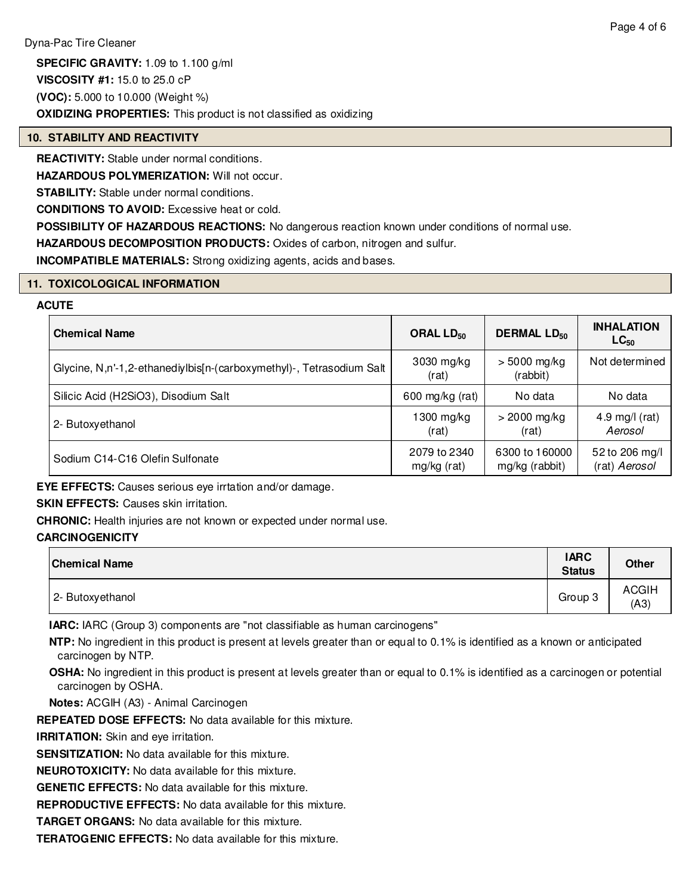**SPECIFIC GRAVITY:** 1.09 to 1.100 g/ml

**VISCOSITY #1:** 15.0 to 25.0 cP

**(VOC):** 5.000 to 10.000 (Weight %)

**OXIDIZING PROPERTIES:** This product is not classified as oxidizing

## 10. STABILITY AND REACTIVITY

**REACTIVITY:** Stable under normal conditions.

**HAZARDOUS POLYMERIZATION:** Will not occur.

**STABILITY:** Stable under normal conditions.

**CONDITIONS TO AVOID:** Excessive heat or cold.

**POSSIBILITY OF HAZARDOUS REACTIONS:** No dangerous reaction known under conditions of normal use.

**HAZARDOUS DECOMPOSITION PRODUCTS:** Oxides of carbon, nitrogen and sulfur.

**INCOMPATIBLE MATERIALS:** Strong oxidizing agents, acids and bases.

## 11. TOXICOLOGICAL INFORMATION

**ACUTE**

| Chemical Name | ORAL $LD_{50}$ | DERMAL $LD_{50}$ | INHALATION $LC_{50}$ |
|---|---|---|---|
| Glycine, N,n'-1,2-ethanediylbis[n-(carboxymethyl)-, Tetrasodium Salt | 3030 mg/kg (rat) | > 5000 mg/kg (rabbit) | Not determined |
| Silicic Acid (H2SiO3), Disodium Salt | 600 mg/kg (rat) | No data | No data |
| 2- Butoxyethanol | 1300 mg/kg (rat) | > 2000 mg/kg (rat) | 4.9 mg/l (rat) *Aerosol* |
| Sodium C14-C16 Olefin Sulfonate | 2079 to 2340 mg/kg (rat) | 6300 to 160000 mg/kg (rabbit) | 52 to 206 mg/l (rat) *Aerosol* |

**EYE EFFECTS:** Causes serious eye irrtation and/or damage.

**SKIN EFFECTS:** Causes skin irritation.

**CHRONIC:** Health injuries are not known or expected under normal use.

**CARCINOGENICITY**

| Chemical Name | IARC Status | Other |
|---|---|---|
| 2- Butoxyethanol | Group 3 | ACGIH (A3) |

**IARC:** IARC (Group 3) components are "not classifiable as human carcinogens"

**NTP:** No ingredient in this product is present at levels greater than or equal to 0.1% is identified as a known or anticipated carcinogen by NTP.

**OSHA:** No ingredient in this product is present at levels greater than or equal to 0.1% is identified as a carcinogen or potential carcinogen by OSHA.

**Notes:** ACGIH (A3) - Animal Carcinogen

**REPEATED DOSE EFFECTS:** No data available for this mixture.

**IRRITATION:** Skin and eye irritation.

**SENSITIZATION:** No data available for this mixture.

**NEUROTOXICITY:** No data available for this mixture.

**GENETIC EFFECTS:** No data available for this mixture.

**REPRODUCTIVE EFFECTS:** No data available for this mixture.

**TARGET ORGANS:** No data available for this mixture.

**TERATOGENIC EFFECTS:** No data available for this mixture.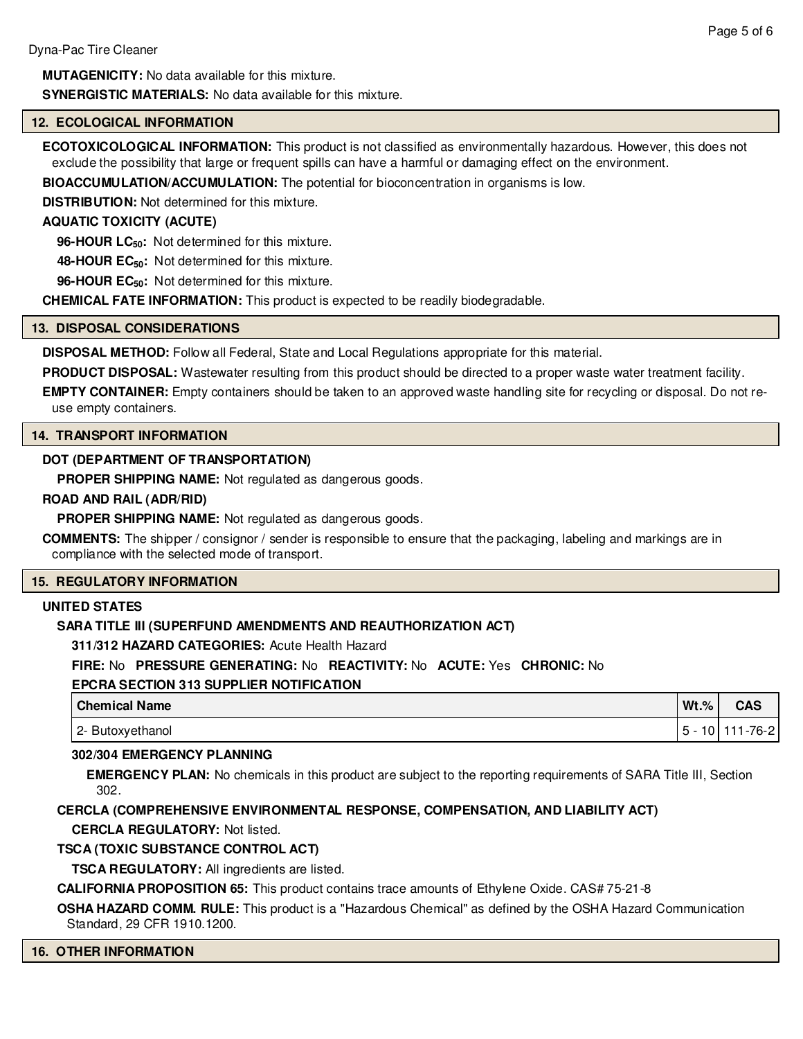**MUTAGENICITY:** No data available for this mixture.

**SYNERGISTIC MATERIALS:** No data available for this mixture.

## 12. ECOLOGICAL INFORMATION

**ECOTOXICOLOGICAL INFORMATION:** This product is not classified as environmentally hazardous. However, this does not exclude the possibility that large or frequent spills can have a harmful or damaging effect on the environment.

**BIOACCUMULATION/ACCUMULATION:** The potential for bioconcentration in organisms is low.

**DISTRIBUTION:** Not determined for this mixture.

**AQUATIC TOXICITY (ACUTE)**

**96-HOUR $LC_{50}$:** Not determined for this mixture.

**48-HOUR $EC_{50}$:** Not determined for this mixture.

**96-HOUR $EC_{50}$:** Not determined for this mixture.

**CHEMICAL FATE INFORMATION:** This product is expected to be readily biodegradable.

## 13. DISPOSAL CONSIDERATIONS

**DISPOSAL METHOD:** Follow all Federal, State and Local Regulations appropriate for this material.

**PRODUCT DISPOSAL:** Wastewater resulting from this product should be directed to a proper waste water treatment facility.

**EMPTY CONTAINER:** Empty containers should be taken to an approved waste handling site for recycling or disposal. Do not re-use empty containers.

## 14. TRANSPORT INFORMATION

**DOT (DEPARTMENT OF TRANSPORTATION)**

**PROPER SHIPPING NAME:** Not regulated as dangerous goods.

**ROAD AND RAIL (ADR/RID)**

**PROPER SHIPPING NAME:** Not regulated as dangerous goods.

**COMMENTS:** The shipper / consignor / sender is responsible to ensure that the packaging, labeling and markings are in compliance with the selected mode of transport.

## 15. REGULATORY INFORMATION

**UNITED STATES**

**SARA TITLE III (SUPERFUND AMENDMENTS AND REAUTHORIZATION ACT)**

**311/312 HAZARD CATEGORIES:** Acute Health Hazard

**FIRE:** No **PRESSURE GENERATING:** No **REACTIVITY:** No **ACUTE:** Yes **CHRONIC:** No

**EPCRA SECTION 313 SUPPLIER NOTIFICATION**

| Chemical Name | Wt.% | CAS |
|---|---|---|
| 2- Butoxyethanol | 5 - 10 | 111-76-2 |

**302/304 EMERGENCY PLANNING**

**EMERGENCY PLAN:** No chemicals in this product are subject to the reporting requirements of SARA Title III, Section 302.

**CERCLA (COMPREHENSIVE ENVIRONMENTAL RESPONSE, COMPENSATION, AND LIABILITY ACT)**

**CERCLA REGULATORY:** Not listed.

**TSCA (TOXIC SUBSTANCE CONTROL ACT)**

**TSCA REGULATORY:** All ingredients are listed.

**CALIFORNIA PROPOSITION 65:** This product contains trace amounts of Ethylene Oxide. CAS# 75-21-8

**OSHA HAZARD COMM. RULE:** This product is a "Hazardous Chemical" as defined by the OSHA Hazard Communication Standard, 29 CFR 1910.1200.

## 16. OTHER INFORMATION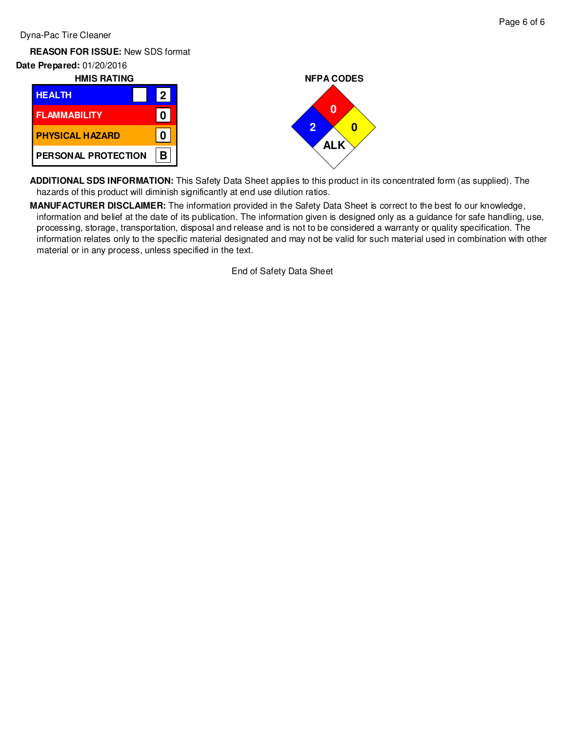Dyna-Pac Tire Cleaner

**REASON FOR ISSUE:** New SDS format

**Date Prepared:** 01/20/2016

**HMIS RATING**

| | |
|---|---|
| HEALTH | 2 |
| FLAMMABILITY | 0 |
| PHYSICAL HAZARD | 0 |
| PERSONAL PROTECTION | B |

**NFPA CODES**

0

2

0

ALK

**ADDITIONAL SDS INFORMATION:** This Safety Data Sheet applies to this product in its concentrated form (as supplied). The hazards of this product will diminish significantly at end use dilution ratios.

**MANUFACTURER DISCLAIMER:** The information provided in the Safety Data Sheet is correct to the best fo our knowledge, information and belief at the date of its publication. The information given is designed only as a guidance for safe handling, use, processing, storage, transportation, disposal and release and is not to be considered a warranty or quality specification. The information relates only to the specific material designated and may not be valid for such material used in combination with other material or in any process, unless specified in the text.

End of Safety Data Sheet